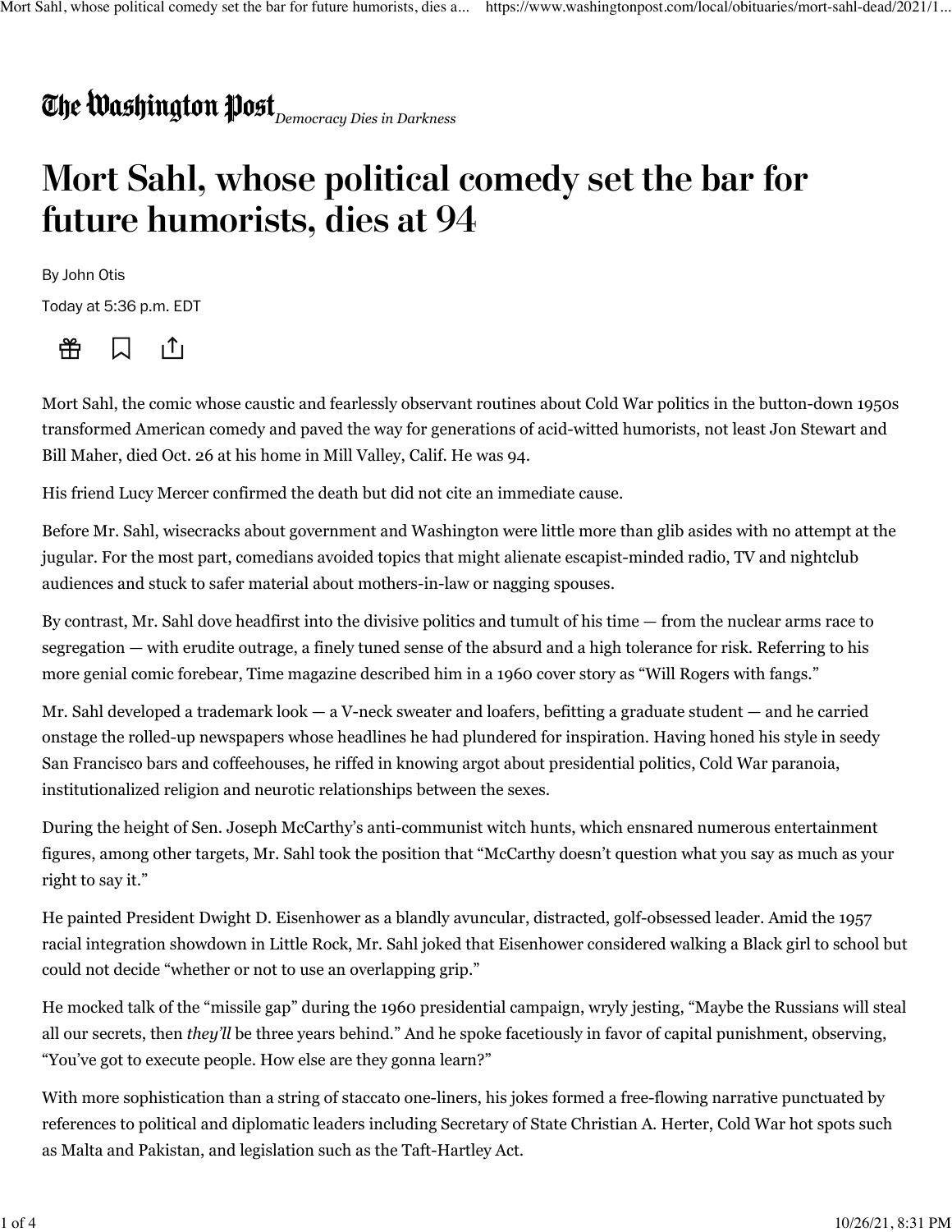The Washington Post *Democracy Dies in Darkness*

# Mort Sahl, whose political comedy set the bar for future humorists, dies at 94

By John Otis

Today at 5:36 p.m. EDT

Mort Sahl, the comic whose caustic and fearlessly observant routines about Cold War politics in the button-down 1950s transformed American comedy and paved the way for generations of acid-witted humorists, not least Jon Stewart and Bill Maher, died Oct. 26 at his home in Mill Valley, Calif. He was 94.

His friend Lucy Mercer confirmed the death but did not cite an immediate cause.

Before Mr. Sahl, wisecracks about government and Washington were little more than glib asides with no attempt at the jugular. For the most part, comedians avoided topics that might alienate escapist-minded radio, TV and nightclub audiences and stuck to safer material about mothers-in-law or nagging spouses.

By contrast, Mr. Sahl dove headfirst into the divisive politics and tumult of his time — from the nuclear arms race to segregation — with erudite outrage, a finely tuned sense of the absurd and a high tolerance for risk. Referring to his more genial comic forebear, Time magazine described him in a 1960 cover story as "Will Rogers with fangs."

Mr. Sahl developed a trademark look — a V-neck sweater and loafers, befitting a graduate student — and he carried onstage the rolled-up newspapers whose headlines he had plundered for inspiration. Having honed his style in seedy San Francisco bars and coffeehouses, he riffed in knowing argot about presidential politics, Cold War paranoia, institutionalized religion and neurotic relationships between the sexes.

During the height of Sen. Joseph McCarthy's anti-communist witch hunts, which ensnared numerous entertainment figures, among other targets, Mr. Sahl took the position that "McCarthy doesn't question what you say as much as your right to say it."

He painted President Dwight D. Eisenhower as a blandly avuncular, distracted, golf-obsessed leader. Amid the 1957 racial integration showdown in Little Rock, Mr. Sahl joked that Eisenhower considered walking a Black girl to school but could not decide "whether or not to use an overlapping grip."

He mocked talk of the "missile gap" during the 1960 presidential campaign, wryly jesting, "Maybe the Russians will steal all our secrets, then *they'll* be three years behind." And he spoke facetiously in favor of capital punishment, observing, "You've got to execute people. How else are they gonna learn?"

With more sophistication than a string of staccato one-liners, his jokes formed a free-flowing narrative punctuated by references to political and diplomatic leaders including Secretary of State Christian A. Herter, Cold War hot spots such as Malta and Pakistan, and legislation such as the Taft-Hartley Act.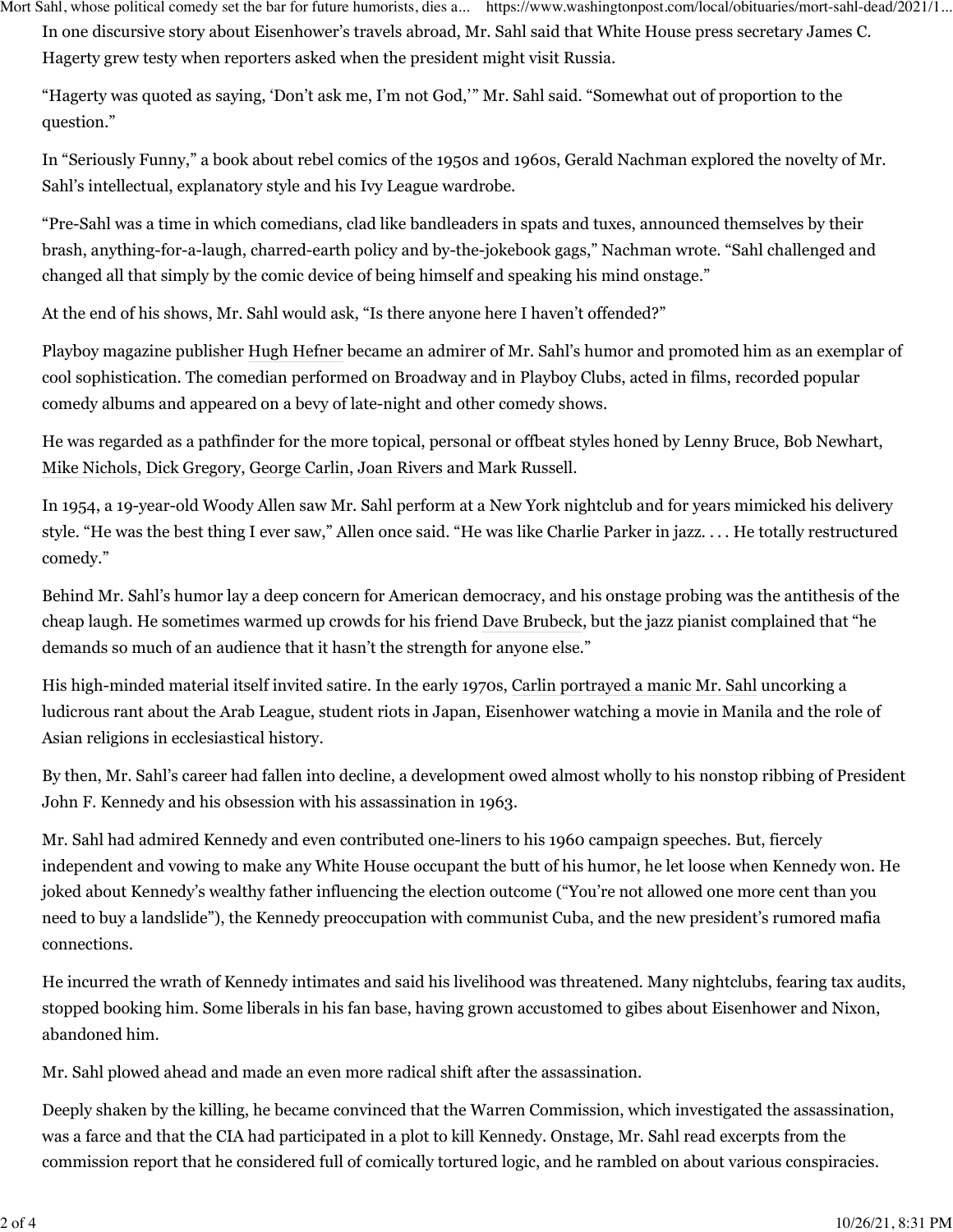In one discursive story about Eisenhower's travels abroad, Mr. Sahl said that White House press secretary James C. Hagerty grew testy when reporters asked when the president might visit Russia.

"Hagerty was quoted as saying, 'Don't ask me, I'm not God,'" Mr. Sahl said. "Somewhat out of proportion to the question."

In "Seriously Funny," a book about rebel comics of the 1950s and 1960s, Gerald Nachman explored the novelty of Mr. Sahl's intellectual, explanatory style and his Ivy League wardrobe.

"Pre-Sahl was a time in which comedians, clad like bandleaders in spats and tuxes, announced themselves by their brash, anything-for-a-laugh, charred-earth policy and by-the-jokebook gags," Nachman wrote. "Sahl challenged and changed all that simply by the comic device of being himself and speaking his mind onstage."

At the end of his shows, Mr. Sahl would ask, "Is there anyone here I haven't offended?"

Playboy magazine publisher Hugh Hefner became an admirer of Mr. Sahl's humor and promoted him as an exemplar of cool sophistication. The comedian performed on Broadway and in Playboy Clubs, acted in films, recorded popular comedy albums and appeared on a bevy of late-night and other comedy shows.

He was regarded as a pathfinder for the more topical, personal or offbeat styles honed by Lenny Bruce, Bob Newhart, Mike Nichols, Dick Gregory, George Carlin, Joan Rivers and Mark Russell.

In 1954, a 19-year-old Woody Allen saw Mr. Sahl perform at a New York nightclub and for years mimicked his delivery style. "He was the best thing I ever saw," Allen once said. "He was like Charlie Parker in jazz. . . . He totally restructured comedy."

Behind Mr. Sahl's humor lay a deep concern for American democracy, and his onstage probing was the antithesis of the cheap laugh. He sometimes warmed up crowds for his friend Dave Brubeck, but the jazz pianist complained that "he demands so much of an audience that it hasn't the strength for anyone else."

His high-minded material itself invited satire. In the early 1970s, Carlin portrayed a manic Mr. Sahl uncorking a ludicrous rant about the Arab League, student riots in Japan, Eisenhower watching a movie in Manila and the role of Asian religions in ecclesiastical history.

By then, Mr. Sahl's career had fallen into decline, a development owed almost wholly to his nonstop ribbing of President John F. Kennedy and his obsession with his assassination in 1963.

Mr. Sahl had admired Kennedy and even contributed one-liners to his 1960 campaign speeches. But, fiercely independent and vowing to make any White House occupant the butt of his humor, he let loose when Kennedy won. He joked about Kennedy's wealthy father influencing the election outcome ("You're not allowed one more cent than you need to buy a landslide"), the Kennedy preoccupation with communist Cuba, and the new president's rumored mafia connections.

He incurred the wrath of Kennedy intimates and said his livelihood was threatened. Many nightclubs, fearing tax audits, stopped booking him. Some liberals in his fan base, having grown accustomed to gibes about Eisenhower and Nixon, abandoned him.

Mr. Sahl plowed ahead and made an even more radical shift after the assassination.

Deeply shaken by the killing, he became convinced that the Warren Commission, which investigated the assassination, was a farce and that the CIA had participated in a plot to kill Kennedy. Onstage, Mr. Sahl read excerpts from the commission report that he considered full of comically tortured logic, and he rambled on about various conspiracies.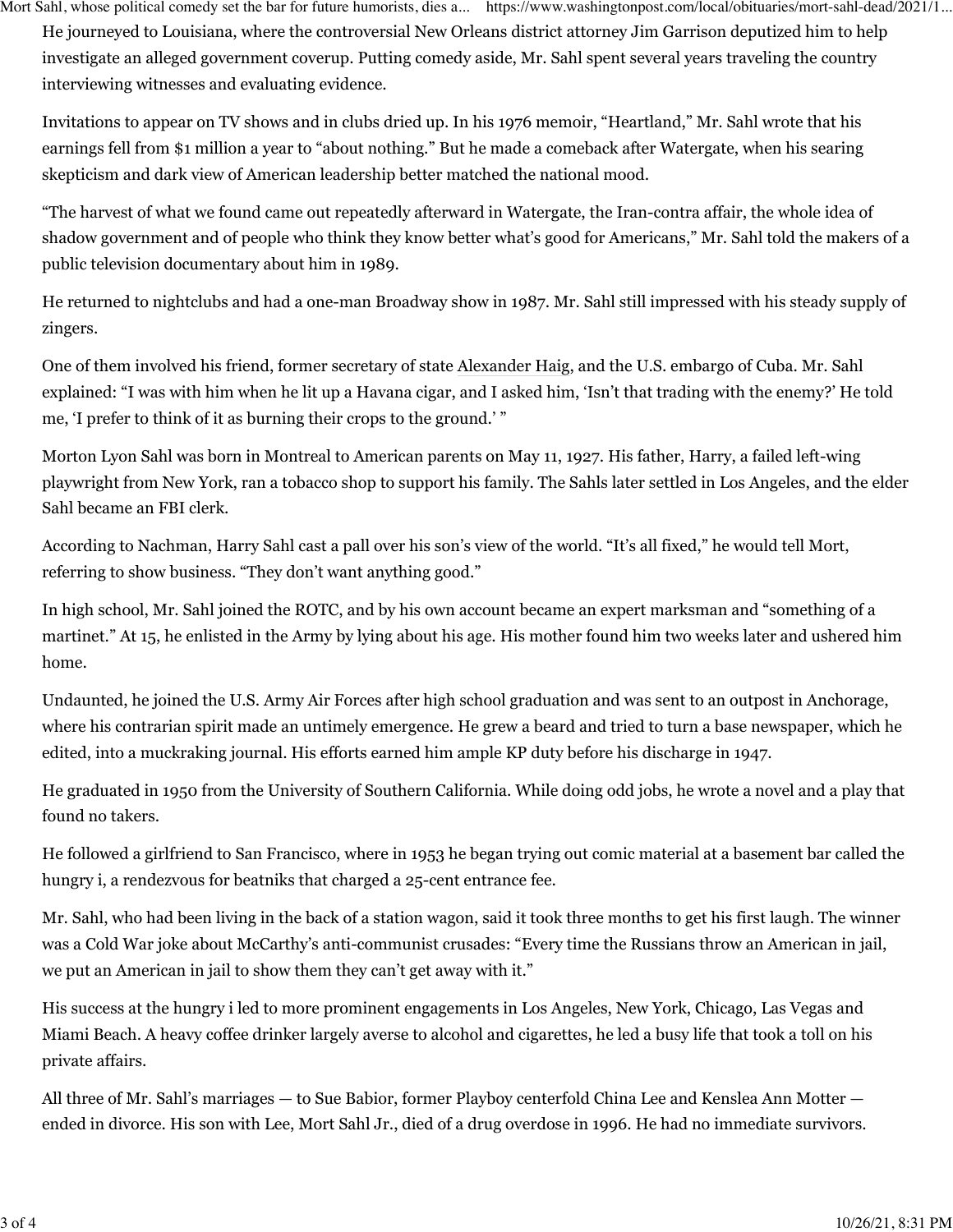He journeyed to Louisiana, where the controversial New Orleans district attorney Jim Garrison deputized him to help investigate an alleged government coverup. Putting comedy aside, Mr. Sahl spent several years traveling the country interviewing witnesses and evaluating evidence.

Invitations to appear on TV shows and in clubs dried up. In his 1976 memoir, "Heartland," Mr. Sahl wrote that his earnings fell from $1 million a year to "about nothing." But he made a comeback after Watergate, when his searing skepticism and dark view of American leadership better matched the national mood.

"The harvest of what we found came out repeatedly afterward in Watergate, the Iran-contra affair, the whole idea of shadow government and of people who think they know better what's good for Americans," Mr. Sahl told the makers of a public television documentary about him in 1989.

He returned to nightclubs and had a one-man Broadway show in 1987. Mr. Sahl still impressed with his steady supply of zingers.

One of them involved his friend, former secretary of state Alexander Haig, and the U.S. embargo of Cuba. Mr. Sahl explained: "I was with him when he lit up a Havana cigar, and I asked him, 'Isn't that trading with the enemy?' He told me, 'I prefer to think of it as burning their crops to the ground.' "

Morton Lyon Sahl was born in Montreal to American parents on May 11, 1927. His father, Harry, a failed left-wing playwright from New York, ran a tobacco shop to support his family. The Sahls later settled in Los Angeles, and the elder Sahl became an FBI clerk.

According to Nachman, Harry Sahl cast a pall over his son's view of the world. "It's all fixed," he would tell Mort, referring to show business. "They don't want anything good."

In high school, Mr. Sahl joined the ROTC, and by his own account became an expert marksman and "something of a martinet." At 15, he enlisted in the Army by lying about his age. His mother found him two weeks later and ushered him home.

Undaunted, he joined the U.S. Army Air Forces after high school graduation and was sent to an outpost in Anchorage, where his contrarian spirit made an untimely emergence. He grew a beard and tried to turn a base newspaper, which he edited, into a muckraking journal. His efforts earned him ample KP duty before his discharge in 1947.

He graduated in 1950 from the University of Southern California. While doing odd jobs, he wrote a novel and a play that found no takers.

He followed a girlfriend to San Francisco, where in 1953 he began trying out comic material at a basement bar called the hungry i, a rendezvous for beatniks that charged a 25-cent entrance fee.

Mr. Sahl, who had been living in the back of a station wagon, said it took three months to get his first laugh. The winner was a Cold War joke about McCarthy's anti-communist crusades: "Every time the Russians throw an American in jail, we put an American in jail to show them they can't get away with it."

His success at the hungry i led to more prominent engagements in Los Angeles, New York, Chicago, Las Vegas and Miami Beach. A heavy coffee drinker largely averse to alcohol and cigarettes, he led a busy life that took a toll on his private affairs.

All three of Mr. Sahl's marriages — to Sue Babior, former Playboy centerfold China Lee and Kenslea Ann Motter — ended in divorce. His son with Lee, Mort Sahl Jr., died of a drug overdose in 1996. He had no immediate survivors.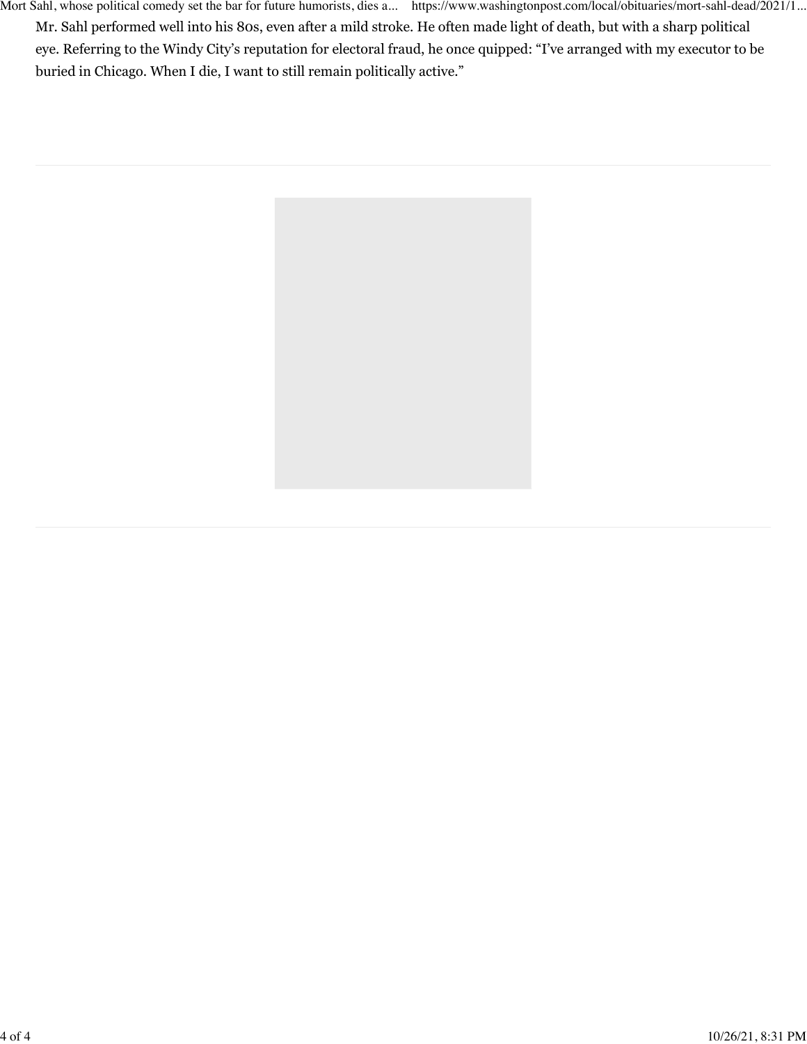Mr. Sahl performed well into his 80s, even after a mild stroke. He often made light of death, but with a sharp political eye. Referring to the Windy City's reputation for electoral fraud, he once quipped: "I've arranged with my executor to be buried in Chicago. When I die, I want to still remain politically active."